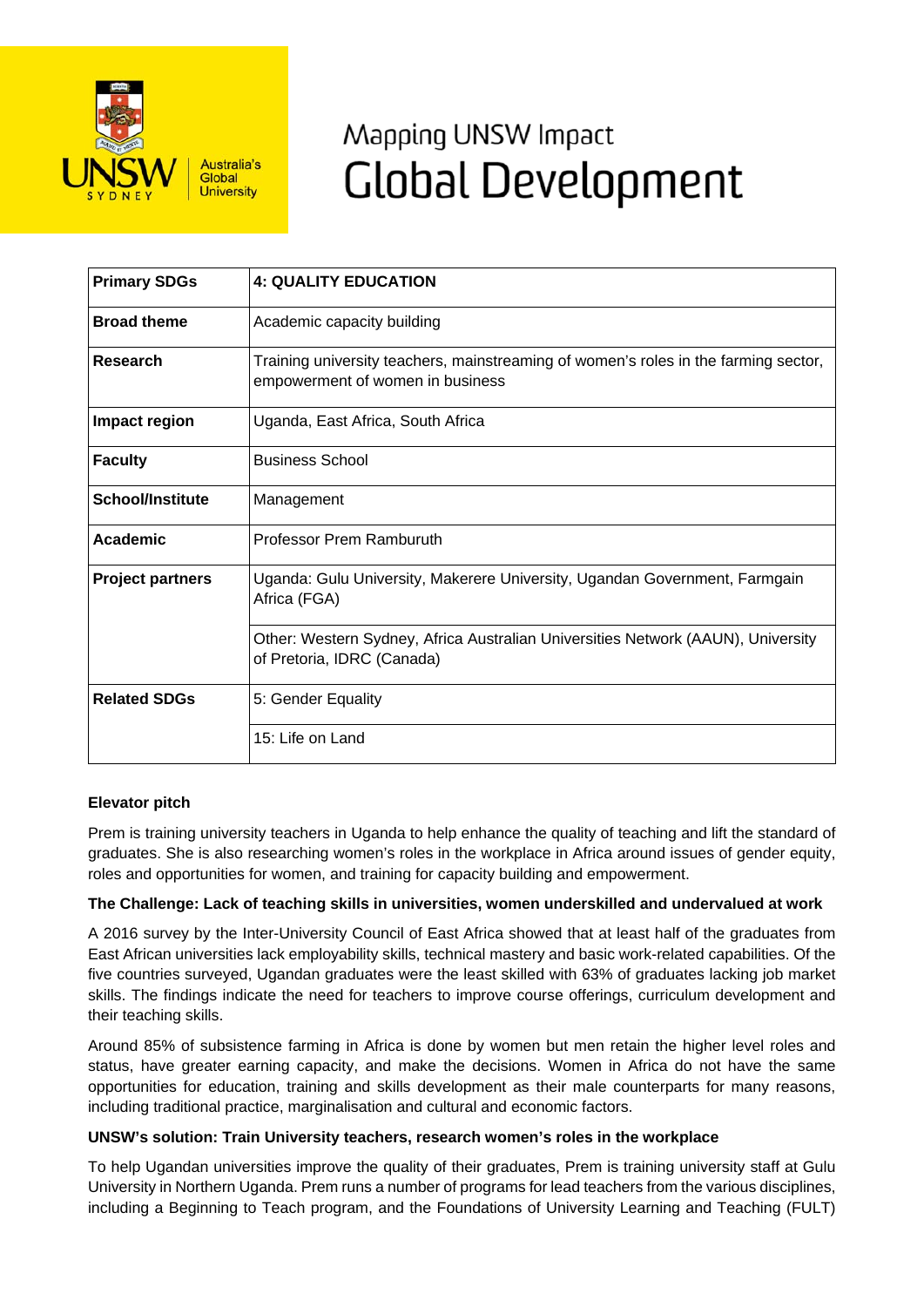# Mapping UNSW Impact
# Global Development

| | |
|---|---|
| **Primary SDGs** | **4: QUALITY EDUCATION** |
| **Broad theme** | Academic capacity building |
| **Research** | Training university teachers, mainstreaming of women's roles in the farming sector, empowerment of women in business |
| **Impact region** | Uganda, East Africa, South Africa |
| **Faculty** | Business School |
| **School/Institute** | Management |
| **Academic** | Professor Prem Ramburuth |
| **Project partners** | Uganda: Gulu University, Makerere University, Ugandan Government, Farmgain Africa (FGA) |
| | Other: Western Sydney, Africa Australian Universities Network (AAUN), University of Pretoria, IDRC (Canada) |
| **Related SDGs** | 5: Gender Equality |
| | 15: Life on Land |

**Elevator pitch**

Prem is training university teachers in Uganda to help enhance the quality of teaching and lift the standard of graduates. She is also researching women's roles in the workplace in Africa around issues of gender equity, roles and opportunities for women, and training for capacity building and empowerment.

**The Challenge: Lack of teaching skills in universities, women underskilled and undervalued at work**

A 2016 survey by the Inter-University Council of East Africa showed that at least half of the graduates from East African universities lack employability skills, technical mastery and basic work-related capabilities. Of the five countries surveyed, Ugandan graduates were the least skilled with 63% of graduates lacking job market skills. The findings indicate the need for teachers to improve course offerings, curriculum development and their teaching skills.

Around 85% of subsistence farming in Africa is done by women but men retain the higher level roles and status, have greater earning capacity, and make the decisions. Women in Africa do not have the same opportunities for education, training and skills development as their male counterparts for many reasons, including traditional practice, marginalisation and cultural and economic factors.

**UNSW's solution: Train University teachers, research women's roles in the workplace**

To help Ugandan universities improve the quality of their graduates, Prem is training university staff at Gulu University in Northern Uganda. Prem runs a number of programs for lead teachers from the various disciplines, including a Beginning to Teach program, and the Foundations of University Learning and Teaching (FULT)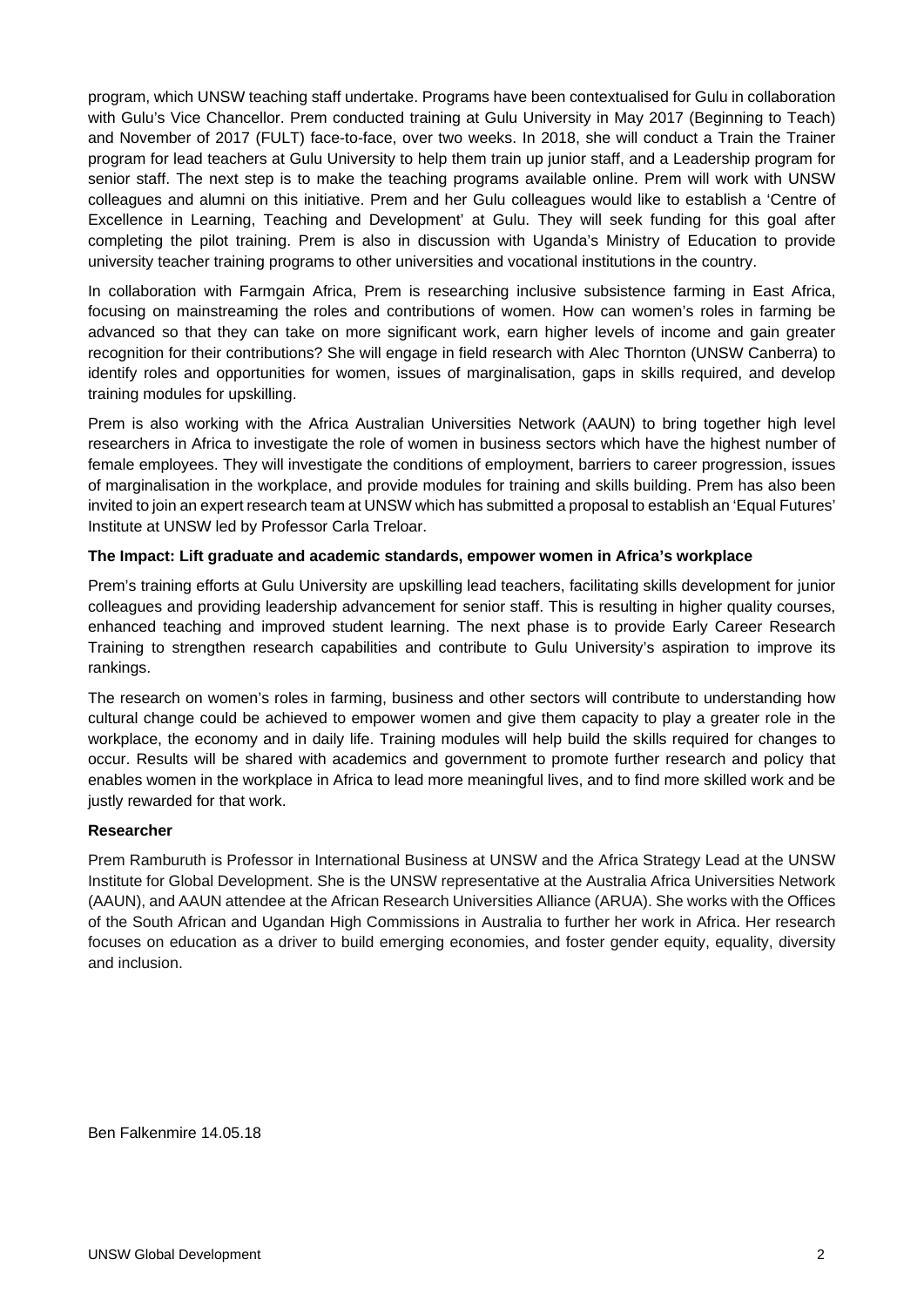program, which UNSW teaching staff undertake. Programs have been contextualised for Gulu in collaboration with Gulu's Vice Chancellor. Prem conducted training at Gulu University in May 2017 (Beginning to Teach) and November of 2017 (FULT) face-to-face, over two weeks. In 2018, she will conduct a Train the Trainer program for lead teachers at Gulu University to help them train up junior staff, and a Leadership program for senior staff. The next step is to make the teaching programs available online. Prem will work with UNSW colleagues and alumni on this initiative. Prem and her Gulu colleagues would like to establish a 'Centre of Excellence in Learning, Teaching and Development' at Gulu. They will seek funding for this goal after completing the pilot training. Prem is also in discussion with Uganda's Ministry of Education to provide university teacher training programs to other universities and vocational institutions in the country.

In collaboration with Farmgain Africa, Prem is researching inclusive subsistence farming in East Africa, focusing on mainstreaming the roles and contributions of women. How can women's roles in farming be advanced so that they can take on more significant work, earn higher levels of income and gain greater recognition for their contributions? She will engage in field research with Alec Thornton (UNSW Canberra) to identify roles and opportunities for women, issues of marginalisation, gaps in skills required, and develop training modules for upskilling.

Prem is also working with the Africa Australian Universities Network (AAUN) to bring together high level researchers in Africa to investigate the role of women in business sectors which have the highest number of female employees. They will investigate the conditions of employment, barriers to career progression, issues of marginalisation in the workplace, and provide modules for training and skills building. Prem has also been invited to join an expert research team at UNSW which has submitted a proposal to establish an 'Equal Futures' Institute at UNSW led by Professor Carla Treloar.

**The Impact: Lift graduate and academic standards, empower women in Africa's workplace**

Prem's training efforts at Gulu University are upskilling lead teachers, facilitating skills development for junior colleagues and providing leadership advancement for senior staff. This is resulting in higher quality courses, enhanced teaching and improved student learning. The next phase is to provide Early Career Research Training to strengthen research capabilities and contribute to Gulu University's aspiration to improve its rankings.

The research on women's roles in farming, business and other sectors will contribute to understanding how cultural change could be achieved to empower women and give them capacity to play a greater role in the workplace, the economy and in daily life. Training modules will help build the skills required for changes to occur. Results will be shared with academics and government to promote further research and policy that enables women in the workplace in Africa to lead more meaningful lives, and to find more skilled work and be justly rewarded for that work.

**Researcher**

Prem Ramburuth is Professor in International Business at UNSW and the Africa Strategy Lead at the UNSW Institute for Global Development. She is the UNSW representative at the Australia Africa Universities Network (AAUN), and AAUN attendee at the African Research Universities Alliance (ARUA). She works with the Offices of the South African and Ugandan High Commissions in Australia to further her work in Africa. Her research focuses on education as a driver to build emerging economies, and foster gender equity, equality, diversity and inclusion.

Ben Falkenmire 14.05.18